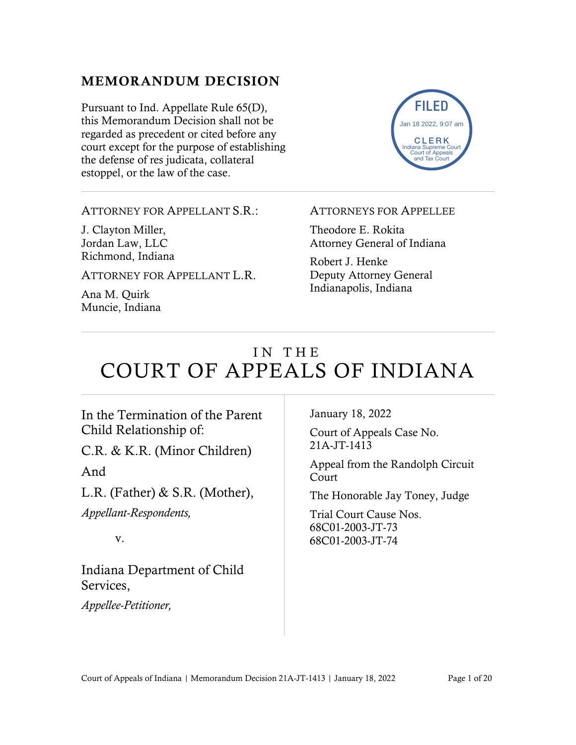## MEMORANDUM DECISION

Pursuant to Ind. Appellate Rule 65(D), this Memorandum Decision shall not be regarded as precedent or cited before any court except for the purpose of establishing the defense of res judicata, collateral estoppel, or the law of the case.

FILED
Jan 18 2022, 9:07 am
CLERK
Indiana Supreme Court
Court of Appeals
and Tax Court

---

ATTORNEY FOR APPELLANT S.R.:

J. Clayton Miller,
Jordan Law, LLC
Richmond, Indiana

ATTORNEY FOR APPELLANT L.R.

Ana M. Quirk
Muncie, Indiana

ATTORNEYS FOR APPELLEE

Theodore E. Rokita
Attorney General of Indiana

Robert J. Henke
Deputy Attorney General
Indianapolis, Indiana

---

# IN THE COURT OF APPEALS OF INDIANA

In the Termination of the Parent Child Relationship of:

C.R. & K.R. (Minor Children)

And

L.R. (Father) & S.R. (Mother),

*Appellant-Respondents,*

v.

Indiana Department of Child Services,

*Appellee-Petitioner,*

January 18, 2022

Court of Appeals Case No. 21A-JT-1413

Appeal from the Randolph Circuit Court

The Honorable Jay Toney, Judge

Trial Court Cause Nos. 68C01-2003-JT-73 68C01-2003-JT-74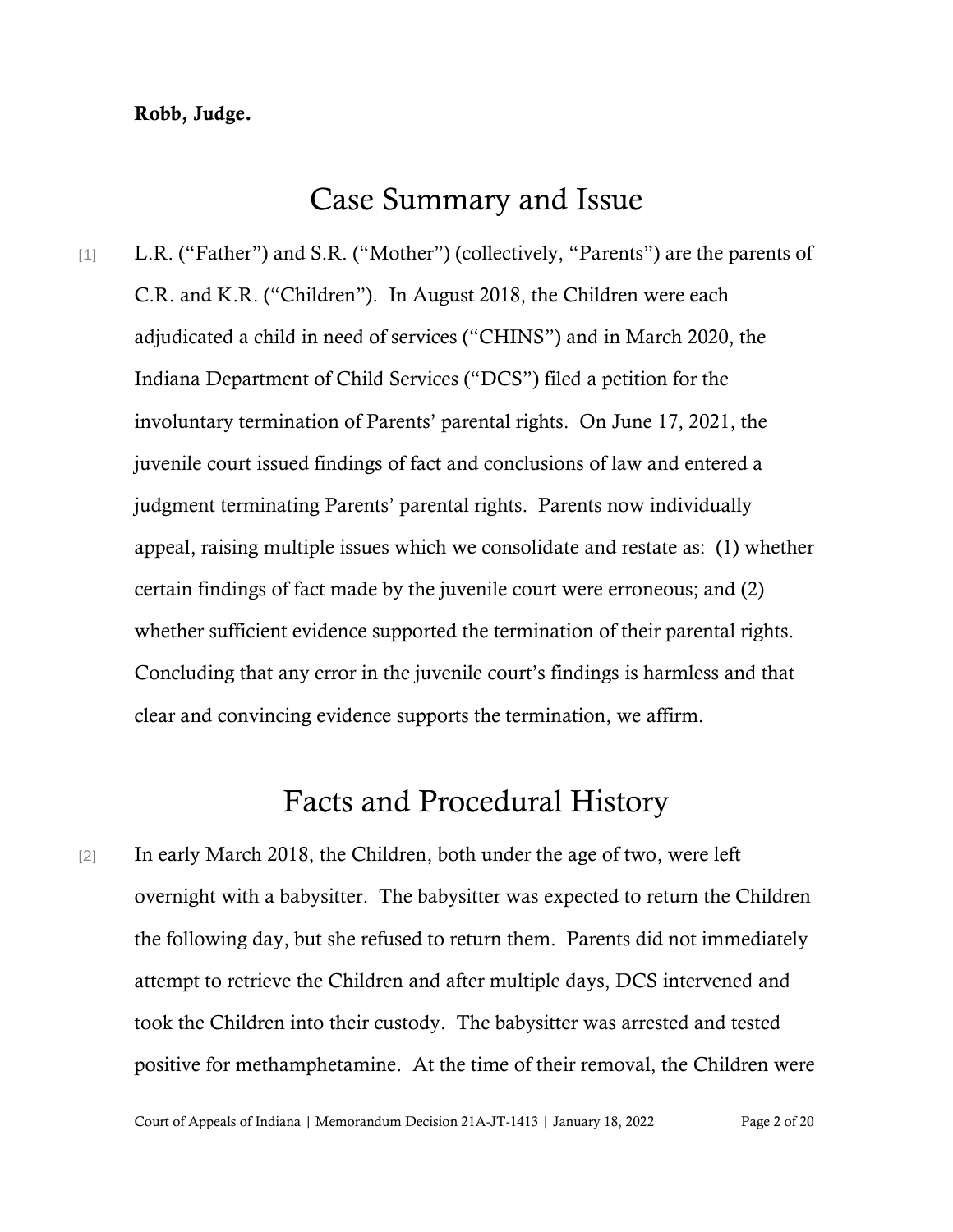**Robb, Judge.**

## Case Summary and Issue

[1] L.R. ("Father") and S.R. ("Mother") (collectively, "Parents") are the parents of C.R. and K.R. ("Children"). In August 2018, the Children were each adjudicated a child in need of services ("CHINS") and in March 2020, the Indiana Department of Child Services ("DCS") filed a petition for the involuntary termination of Parents' parental rights. On June 17, 2021, the juvenile court issued findings of fact and conclusions of law and entered a judgment terminating Parents' parental rights. Parents now individually appeal, raising multiple issues which we consolidate and restate as: (1) whether certain findings of fact made by the juvenile court were erroneous; and (2) whether sufficient evidence supported the termination of their parental rights. Concluding that any error in the juvenile court's findings is harmless and that clear and convincing evidence supports the termination, we affirm.

## Facts and Procedural History

[2] In early March 2018, the Children, both under the age of two, were left overnight with a babysitter. The babysitter was expected to return the Children the following day, but she refused to return them. Parents did not immediately attempt to retrieve the Children and after multiple days, DCS intervened and took the Children into their custody. The babysitter was arrested and tested positive for methamphetamine. At the time of their removal, the Children were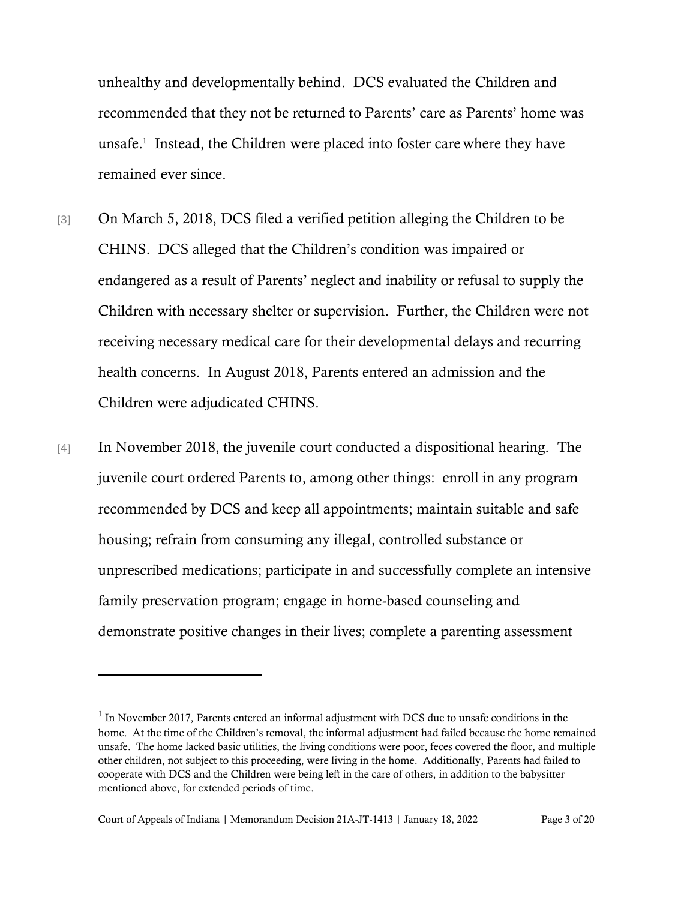unhealthy and developmentally behind. DCS evaluated the Children and recommended that they not be returned to Parents' care as Parents' home was unsafe.[1] Instead, the Children were placed into foster care where they have remained ever since.

[3] On March 5, 2018, DCS filed a verified petition alleging the Children to be CHINS. DCS alleged that the Children's condition was impaired or endangered as a result of Parents' neglect and inability or refusal to supply the Children with necessary shelter or supervision. Further, the Children were not receiving necessary medical care for their developmental delays and recurring health concerns. In August 2018, Parents entered an admission and the Children were adjudicated CHINS.

[4] In November 2018, the juvenile court conducted a dispositional hearing. The juvenile court ordered Parents to, among other things: enroll in any program recommended by DCS and keep all appointments; maintain suitable and safe housing; refrain from consuming any illegal, controlled substance or unprescribed medications; participate in and successfully complete an intensive family preservation program; engage in home-based counseling and demonstrate positive changes in their lives; complete a parenting assessment

---

[1] In November 2017, Parents entered an informal adjustment with DCS due to unsafe conditions in the home. At the time of the Children's removal, the informal adjustment had failed because the home remained unsafe. The home lacked basic utilities, the living conditions were poor, feces covered the floor, and multiple other children, not subject to this proceeding, were living in the home. Additionally, Parents had failed to cooperate with DCS and the Children were being left in the care of others, in addition to the babysitter mentioned above, for extended periods of time.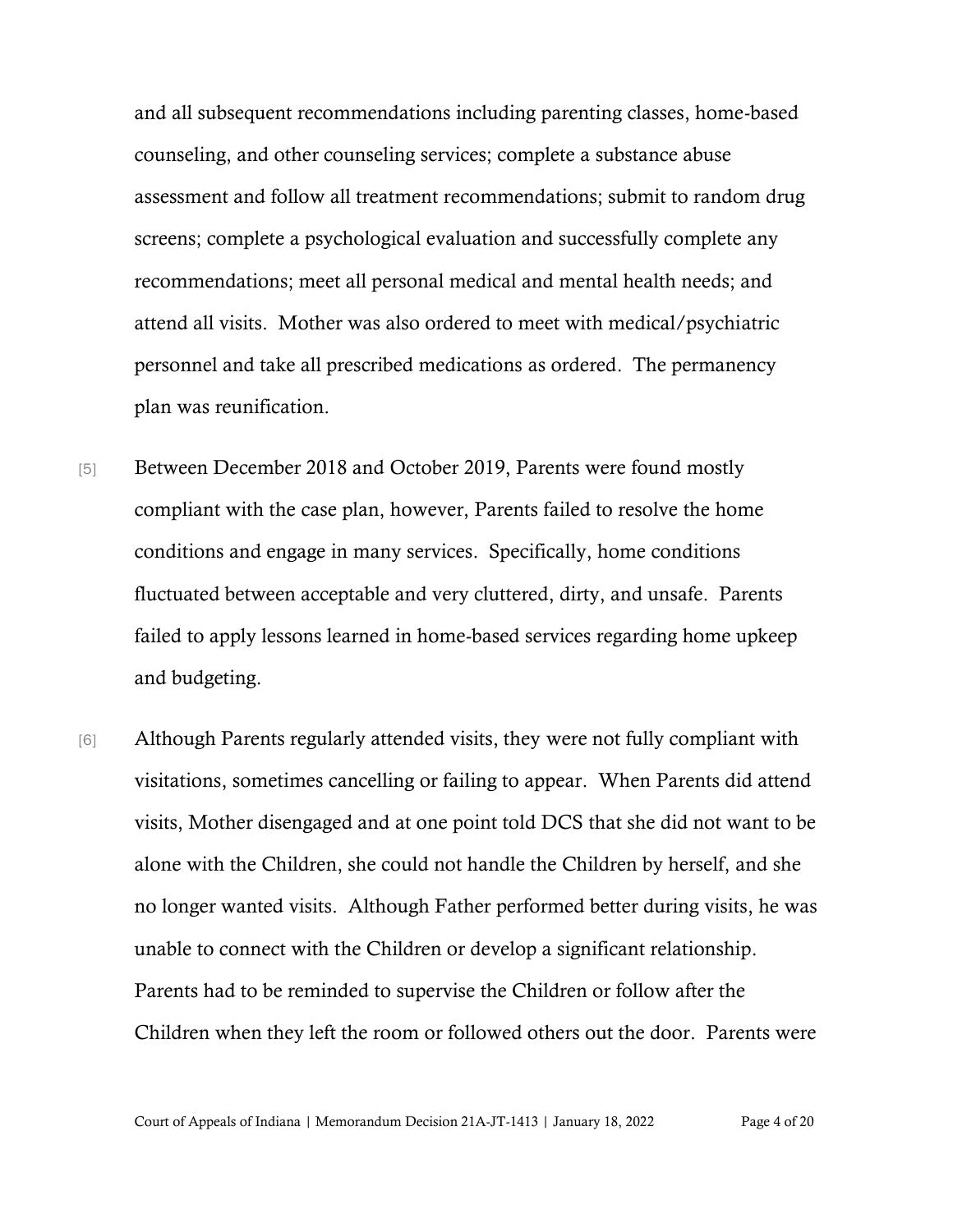and all subsequent recommendations including parenting classes, home-based counseling, and other counseling services; complete a substance abuse assessment and follow all treatment recommendations; submit to random drug screens; complete a psychological evaluation and successfully complete any recommendations; meet all personal medical and mental health needs; and attend all visits. Mother was also ordered to meet with medical/psychiatric personnel and take all prescribed medications as ordered. The permanency plan was reunification.

[5] Between December 2018 and October 2019, Parents were found mostly compliant with the case plan, however, Parents failed to resolve the home conditions and engage in many services. Specifically, home conditions fluctuated between acceptable and very cluttered, dirty, and unsafe. Parents failed to apply lessons learned in home-based services regarding home upkeep and budgeting.

[6] Although Parents regularly attended visits, they were not fully compliant with visitations, sometimes cancelling or failing to appear. When Parents did attend visits, Mother disengaged and at one point told DCS that she did not want to be alone with the Children, she could not handle the Children by herself, and she no longer wanted visits. Although Father performed better during visits, he was unable to connect with the Children or develop a significant relationship. Parents had to be reminded to supervise the Children or follow after the Children when they left the room or followed others out the door. Parents were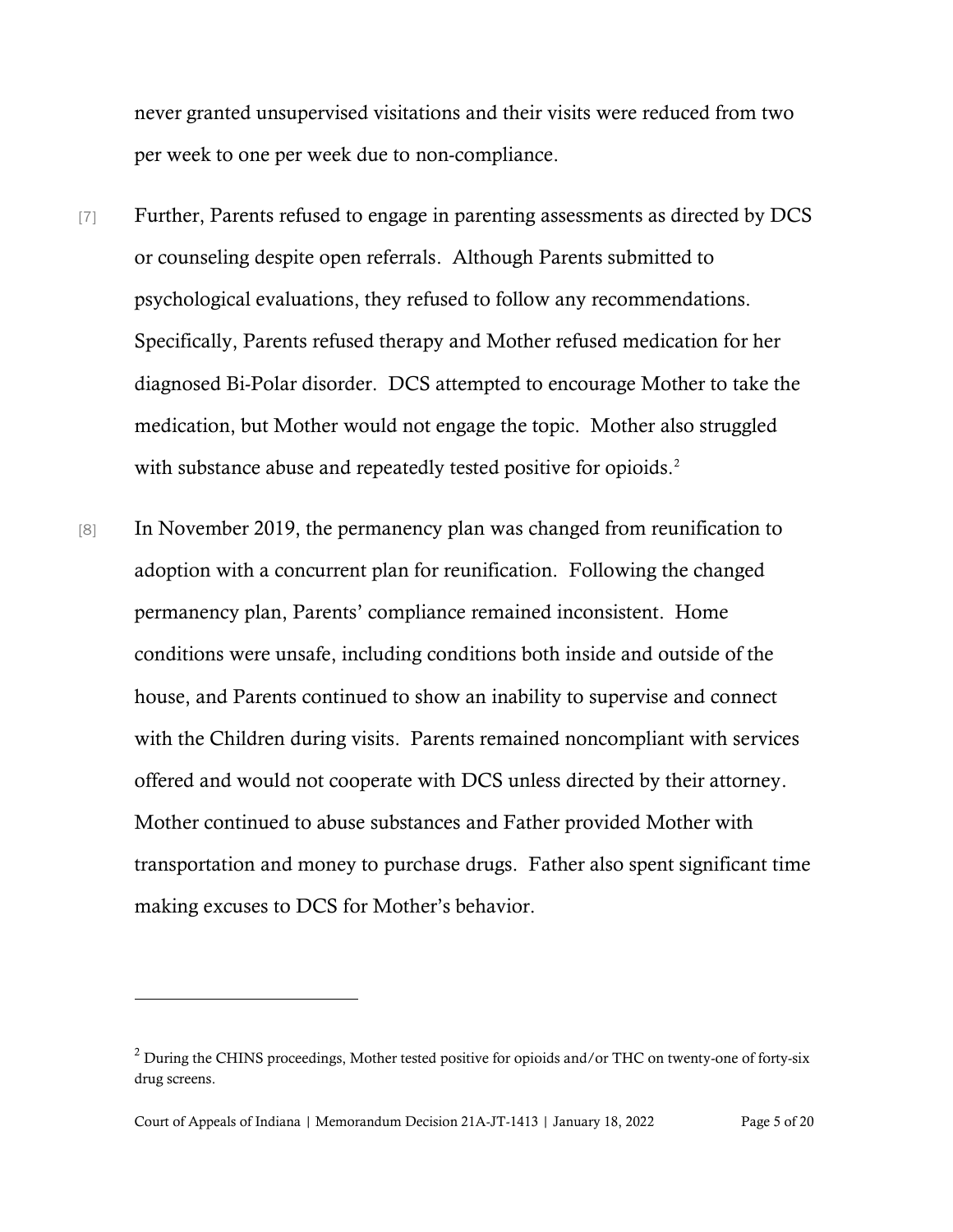never granted unsupervised visitations and their visits were reduced from two per week to one per week due to non-compliance.

[7] Further, Parents refused to engage in parenting assessments as directed by DCS or counseling despite open referrals. Although Parents submitted to psychological evaluations, they refused to follow any recommendations. Specifically, Parents refused therapy and Mother refused medication for her diagnosed Bi-Polar disorder. DCS attempted to encourage Mother to take the medication, but Mother would not engage the topic. Mother also struggled with substance abuse and repeatedly tested positive for opioids.[2]

[8] In November 2019, the permanency plan was changed from reunification to adoption with a concurrent plan for reunification. Following the changed permanency plan, Parents' compliance remained inconsistent. Home conditions were unsafe, including conditions both inside and outside of the house, and Parents continued to show an inability to supervise and connect with the Children during visits. Parents remained noncompliant with services offered and would not cooperate with DCS unless directed by their attorney. Mother continued to abuse substances and Father provided Mother with transportation and money to purchase drugs. Father also spent significant time making excuses to DCS for Mother's behavior.

---

[2] During the CHINS proceedings, Mother tested positive for opioids and/or THC on twenty-one of forty-six drug screens.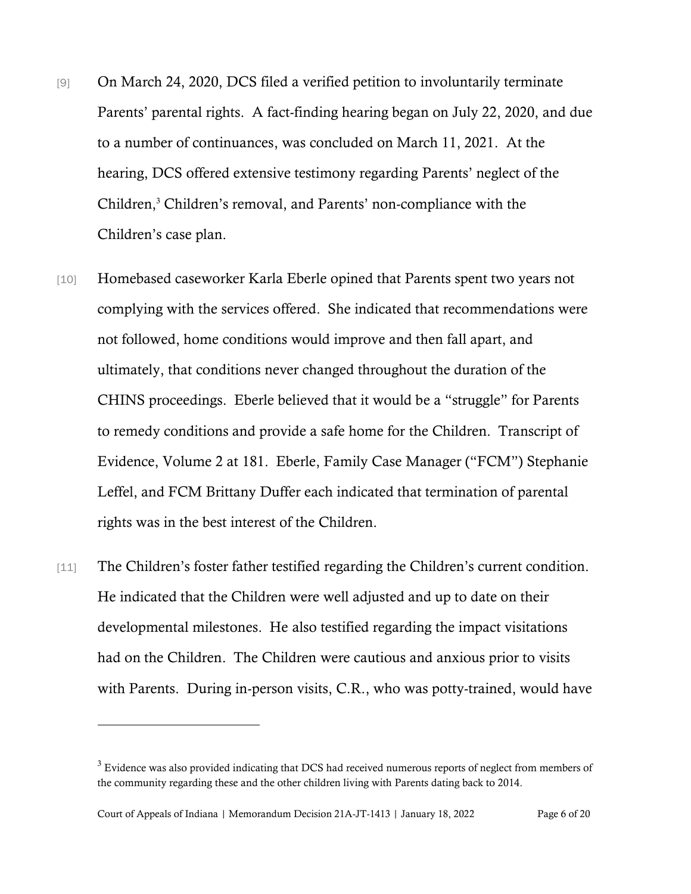[9] On March 24, 2020, DCS filed a verified petition to involuntarily terminate Parents' parental rights. A fact-finding hearing began on July 22, 2020, and due to a number of continuances, was concluded on March 11, 2021. At the hearing, DCS offered extensive testimony regarding Parents' neglect of the Children,[3] Children's removal, and Parents' non-compliance with the Children's case plan.

[10] Homebased caseworker Karla Eberle opined that Parents spent two years not complying with the services offered. She indicated that recommendations were not followed, home conditions would improve and then fall apart, and ultimately, that conditions never changed throughout the duration of the CHINS proceedings. Eberle believed that it would be a "struggle" for Parents to remedy conditions and provide a safe home for the Children. Transcript of Evidence, Volume 2 at 181. Eberle, Family Case Manager ("FCM") Stephanie Leffel, and FCM Brittany Duffer each indicated that termination of parental rights was in the best interest of the Children.

[11] The Children's foster father testified regarding the Children's current condition. He indicated that the Children were well adjusted and up to date on their developmental milestones. He also testified regarding the impact visitations had on the Children. The Children were cautious and anxious prior to visits with Parents. During in-person visits, C.R., who was potty-trained, would have

---

[3] Evidence was also provided indicating that DCS had received numerous reports of neglect from members of the community regarding these and the other children living with Parents dating back to 2014.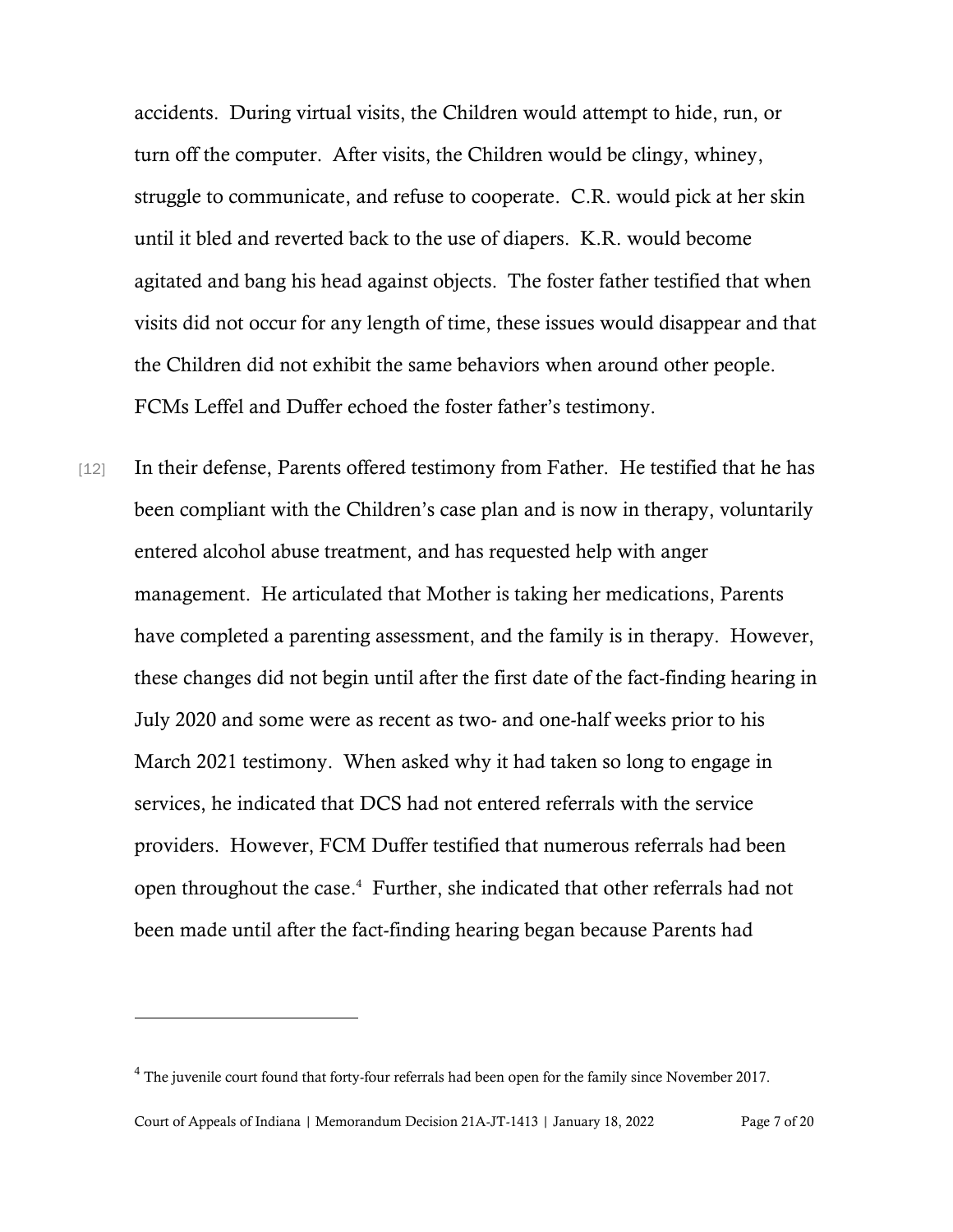accidents. During virtual visits, the Children would attempt to hide, run, or turn off the computer. After visits, the Children would be clingy, whiney, struggle to communicate, and refuse to cooperate. C.R. would pick at her skin until it bled and reverted back to the use of diapers. K.R. would become agitated and bang his head against objects. The foster father testified that when visits did not occur for any length of time, these issues would disappear and that the Children did not exhibit the same behaviors when around other people. FCMs Leffel and Duffer echoed the foster father's testimony.

[12] In their defense, Parents offered testimony from Father. He testified that he has been compliant with the Children's case plan and is now in therapy, voluntarily entered alcohol abuse treatment, and has requested help with anger management. He articulated that Mother is taking her medications, Parents have completed a parenting assessment, and the family is in therapy. However, these changes did not begin until after the first date of the fact-finding hearing in July 2020 and some were as recent as two- and one-half weeks prior to his March 2021 testimony. When asked why it had taken so long to engage in services, he indicated that DCS had not entered referrals with the service providers. However, FCM Duffer testified that numerous referrals had been open throughout the case.[4] Further, she indicated that other referrals had not been made until after the fact-finding hearing began because Parents had

---

[4] The juvenile court found that forty-four referrals had been open for the family since November 2017.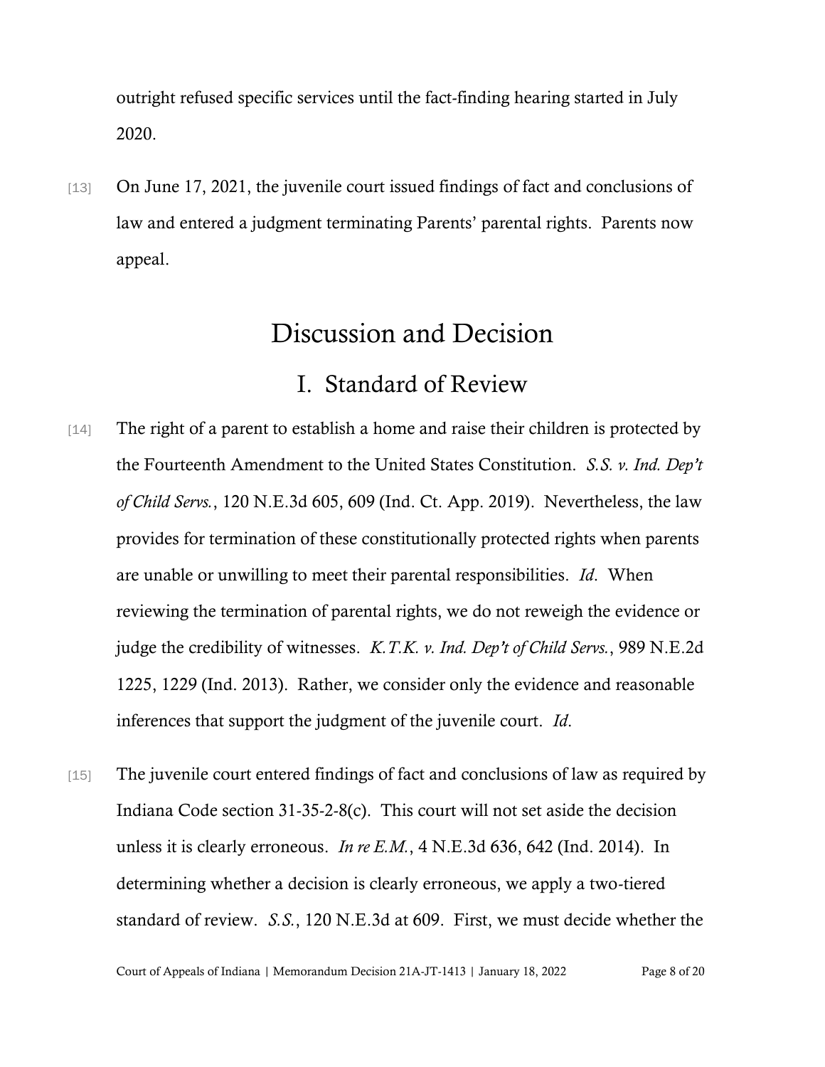outright refused specific services until the fact-finding hearing started in July 2020.

[13] On June 17, 2021, the juvenile court issued findings of fact and conclusions of law and entered a judgment terminating Parents' parental rights. Parents now appeal.

# Discussion and Decision

## I. Standard of Review

[14] The right of a parent to establish a home and raise their children is protected by the Fourteenth Amendment to the United States Constitution. *S.S. v. Ind. Dep't of Child Servs.*, 120 N.E.3d 605, 609 (Ind. Ct. App. 2019). Nevertheless, the law provides for termination of these constitutionally protected rights when parents are unable or unwilling to meet their parental responsibilities. *Id*. When reviewing the termination of parental rights, we do not reweigh the evidence or judge the credibility of witnesses. *K.T.K. v. Ind. Dep't of Child Servs.*, 989 N.E.2d 1225, 1229 (Ind. 2013). Rather, we consider only the evidence and reasonable inferences that support the judgment of the juvenile court. *Id*.

[15] The juvenile court entered findings of fact and conclusions of law as required by Indiana Code section 31-35-2-8(c). This court will not set aside the decision unless it is clearly erroneous. *In re E.M.*, 4 N.E.3d 636, 642 (Ind. 2014). In determining whether a decision is clearly erroneous, we apply a two-tiered standard of review. *S.S.*, 120 N.E.3d at 609. First, we must decide whether the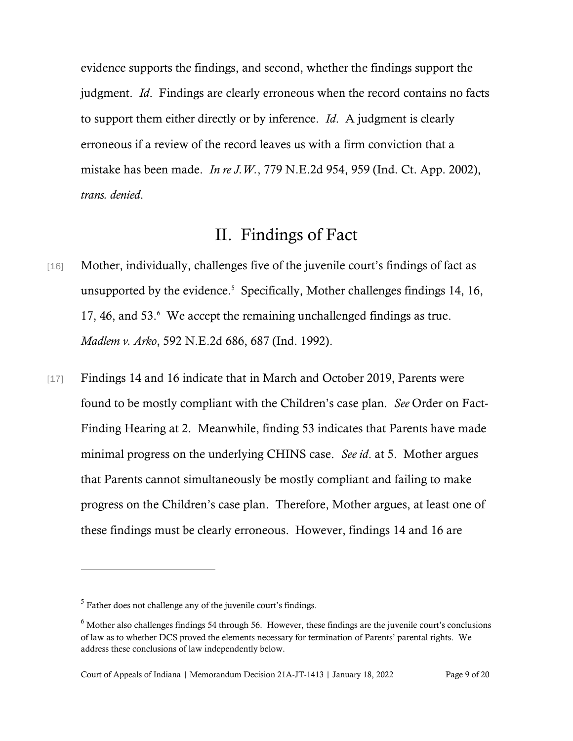evidence supports the findings, and second, whether the findings support the judgment. *Id*. Findings are clearly erroneous when the record contains no facts to support them either directly or by inference. *Id*. A judgment is clearly erroneous if a review of the record leaves us with a firm conviction that a mistake has been made. *In re J.W.*, 779 N.E.2d 954, 959 (Ind. Ct. App. 2002), *trans. denied*.

## II. Findings of Fact

[16] Mother, individually, challenges five of the juvenile court's findings of fact as unsupported by the evidence.[5] Specifically, Mother challenges findings 14, 16, 17, 46, and 53.[6] We accept the remaining unchallenged findings as true. *Madlem v. Arko*, 592 N.E.2d 686, 687 (Ind. 1992).

[17] Findings 14 and 16 indicate that in March and October 2019, Parents were found to be mostly compliant with the Children's case plan. *See* Order on Fact-Finding Hearing at 2. Meanwhile, finding 53 indicates that Parents have made minimal progress on the underlying CHINS case. *See id*. at 5. Mother argues that Parents cannot simultaneously be mostly compliant and failing to make progress on the Children's case plan. Therefore, Mother argues, at least one of these findings must be clearly erroneous. However, findings 14 and 16 are

---

[5] Father does not challenge any of the juvenile court's findings.

[6] Mother also challenges findings 54 through 56. However, these findings are the juvenile court's conclusions of law as to whether DCS proved the elements necessary for termination of Parents' parental rights. We address these conclusions of law independently below.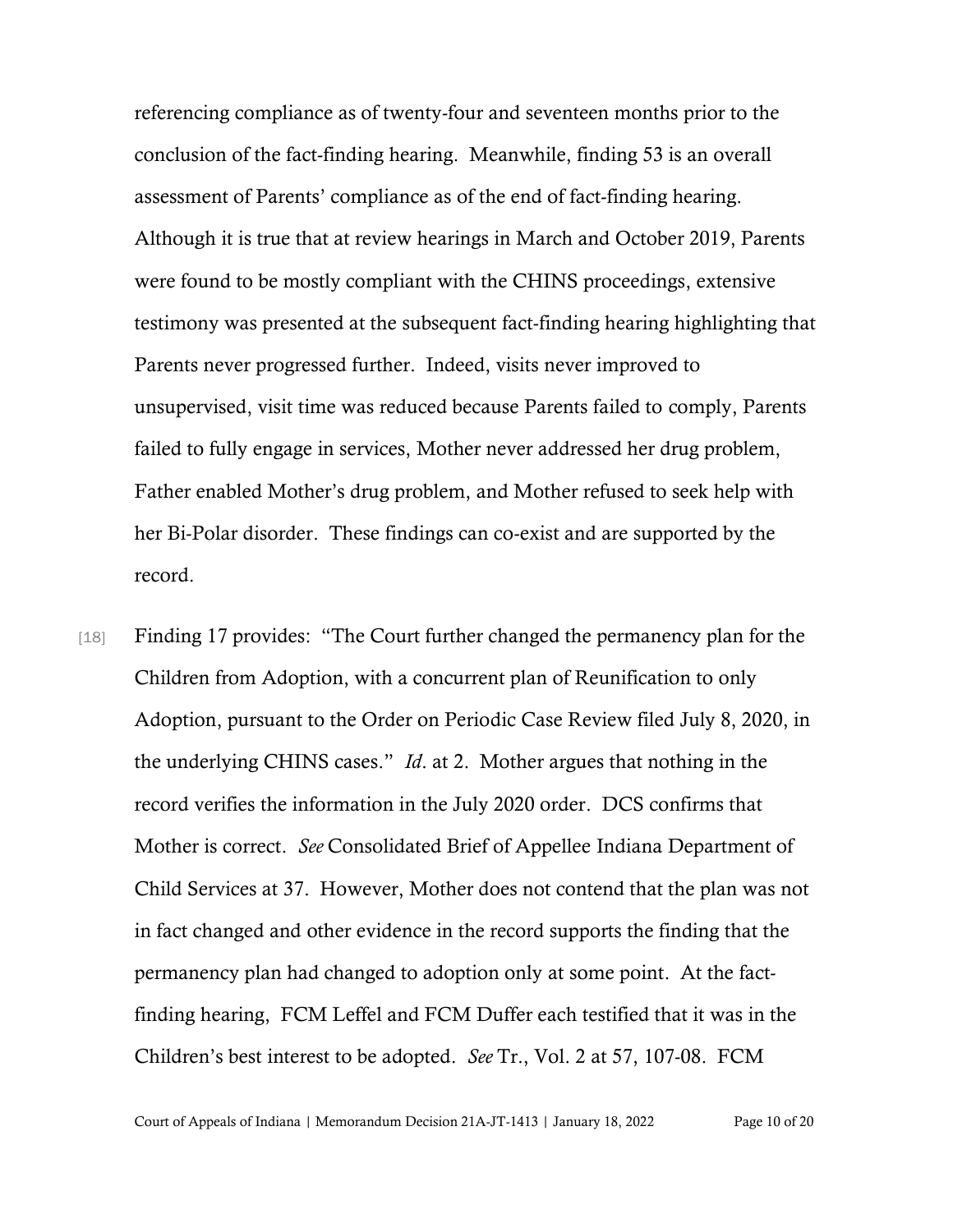referencing compliance as of twenty-four and seventeen months prior to the conclusion of the fact-finding hearing. Meanwhile, finding 53 is an overall assessment of Parents' compliance as of the end of fact-finding hearing. Although it is true that at review hearings in March and October 2019, Parents were found to be mostly compliant with the CHINS proceedings, extensive testimony was presented at the subsequent fact-finding hearing highlighting that Parents never progressed further. Indeed, visits never improved to unsupervised, visit time was reduced because Parents failed to comply, Parents failed to fully engage in services, Mother never addressed her drug problem, Father enabled Mother's drug problem, and Mother refused to seek help with her Bi-Polar disorder. These findings can co-exist and are supported by the record.

[18] Finding 17 provides: "The Court further changed the permanency plan for the Children from Adoption, with a concurrent plan of Reunification to only Adoption, pursuant to the Order on Periodic Case Review filed July 8, 2020, in the underlying CHINS cases." *Id*. at 2. Mother argues that nothing in the record verifies the information in the July 2020 order. DCS confirms that Mother is correct. *See* Consolidated Brief of Appellee Indiana Department of Child Services at 37. However, Mother does not contend that the plan was not in fact changed and other evidence in the record supports the finding that the permanency plan had changed to adoption only at some point. At the fact-finding hearing, FCM Leffel and FCM Duffer each testified that it was in the Children's best interest to be adopted. *See* Tr., Vol. 2 at 57, 107-08. FCM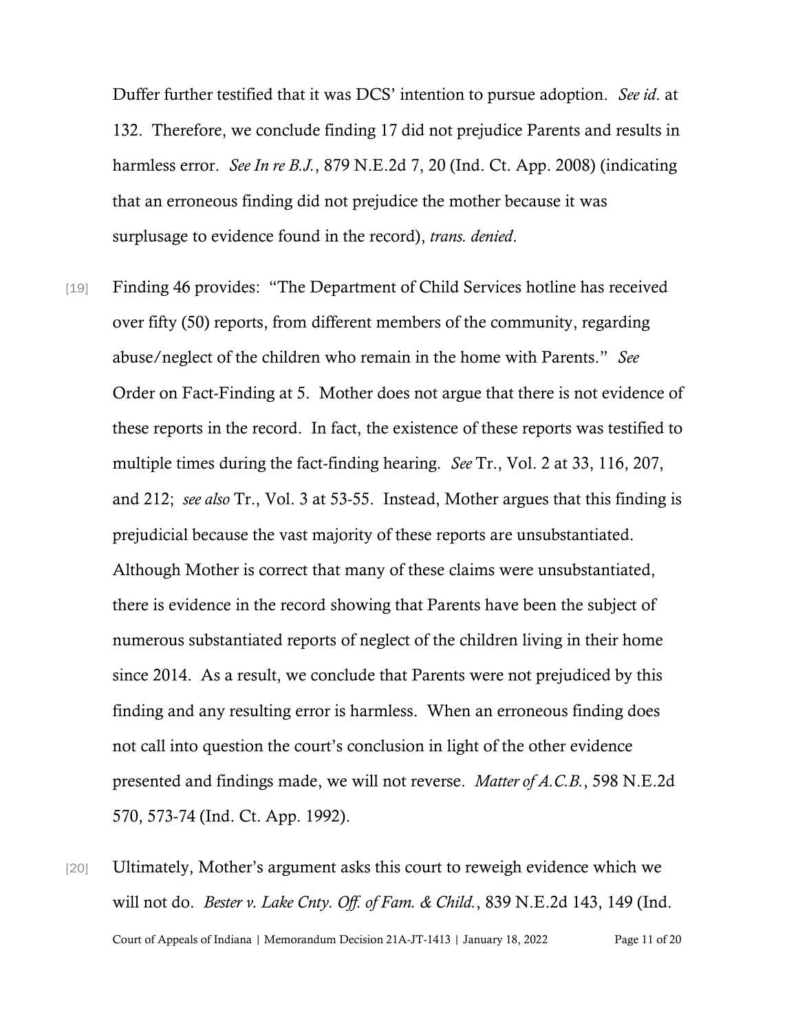Duffer further testified that it was DCS' intention to pursue adoption. *See id*. at 132. Therefore, we conclude finding 17 did not prejudice Parents and results in harmless error. *See In re B.J.*, 879 N.E.2d 7, 20 (Ind. Ct. App. 2008) (indicating that an erroneous finding did not prejudice the mother because it was surplusage to evidence found in the record), *trans. denied*.

[19] Finding 46 provides: "The Department of Child Services hotline has received over fifty (50) reports, from different members of the community, regarding abuse/neglect of the children who remain in the home with Parents." *See* Order on Fact-Finding at 5. Mother does not argue that there is not evidence of these reports in the record. In fact, the existence of these reports was testified to multiple times during the fact-finding hearing. *See* Tr., Vol. 2 at 33, 116, 207, and 212; *see also* Tr., Vol. 3 at 53-55. Instead, Mother argues that this finding is prejudicial because the vast majority of these reports are unsubstantiated. Although Mother is correct that many of these claims were unsubstantiated, there is evidence in the record showing that Parents have been the subject of numerous substantiated reports of neglect of the children living in their home since 2014. As a result, we conclude that Parents were not prejudiced by this finding and any resulting error is harmless. When an erroneous finding does not call into question the court's conclusion in light of the other evidence presented and findings made, we will not reverse. *Matter of A.C.B.*, 598 N.E.2d 570, 573-74 (Ind. Ct. App. 1992).

[20] Ultimately, Mother's argument asks this court to reweigh evidence which we will not do. *Bester v. Lake Cnty. Off. of Fam. & Child.*, 839 N.E.2d 143, 149 (Ind.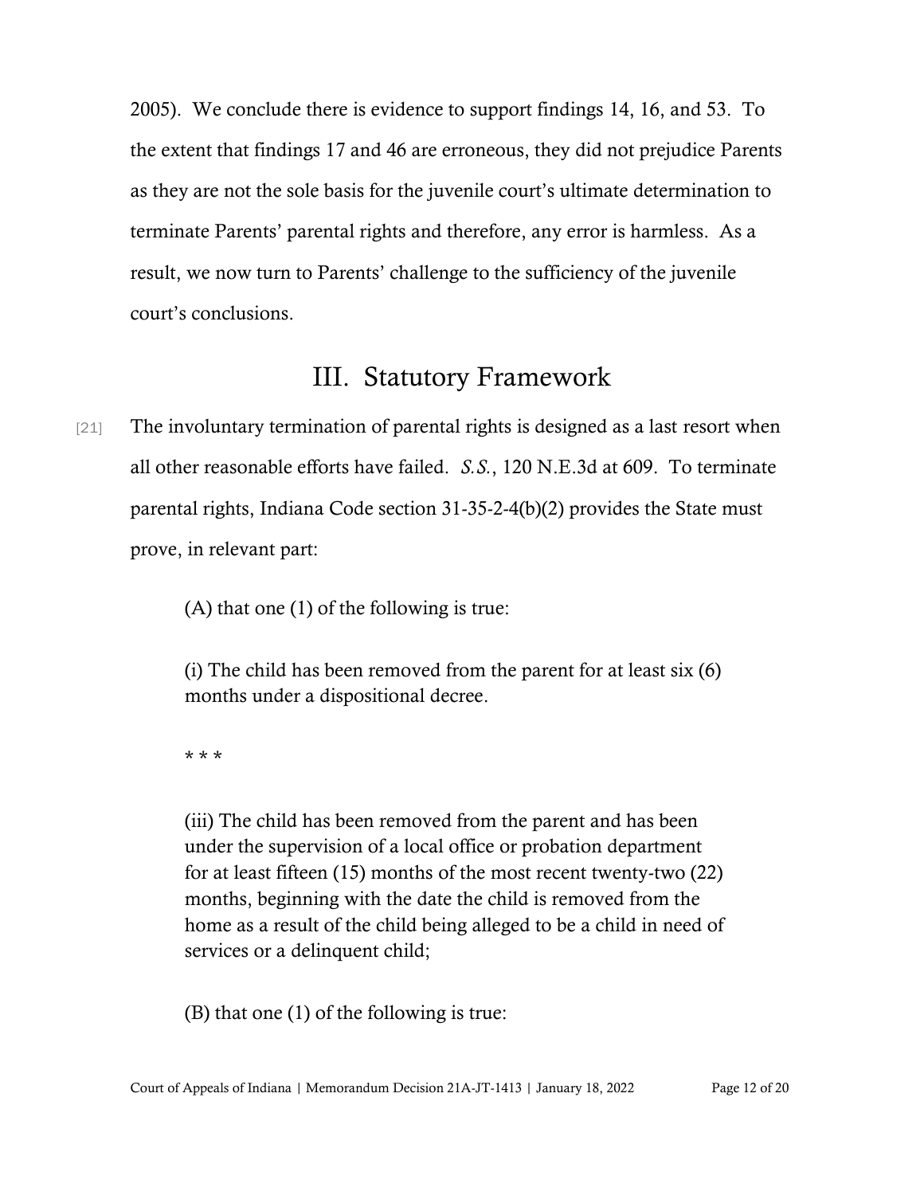2005). We conclude there is evidence to support findings 14, 16, and 53. To the extent that findings 17 and 46 are erroneous, they did not prejudice Parents as they are not the sole basis for the juvenile court's ultimate determination to terminate Parents' parental rights and therefore, any error is harmless. As a result, we now turn to Parents' challenge to the sufficiency of the juvenile court's conclusions.

## III. Statutory Framework

[21] The involuntary termination of parental rights is designed as a last resort when all other reasonable efforts have failed. *S.S.*, 120 N.E.3d at 609. To terminate parental rights, Indiana Code section 31-35-2-4(b)(2) provides the State must prove, in relevant part:

> (A) that one (1) of the following is true:
>
> (i) The child has been removed from the parent for at least six (6) months under a dispositional decree.
>
> * * *
>
> (iii) The child has been removed from the parent and has been under the supervision of a local office or probation department for at least fifteen (15) months of the most recent twenty-two (22) months, beginning with the date the child is removed from the home as a result of the child being alleged to be a child in need of services or a delinquent child;
>
> (B) that one (1) of the following is true: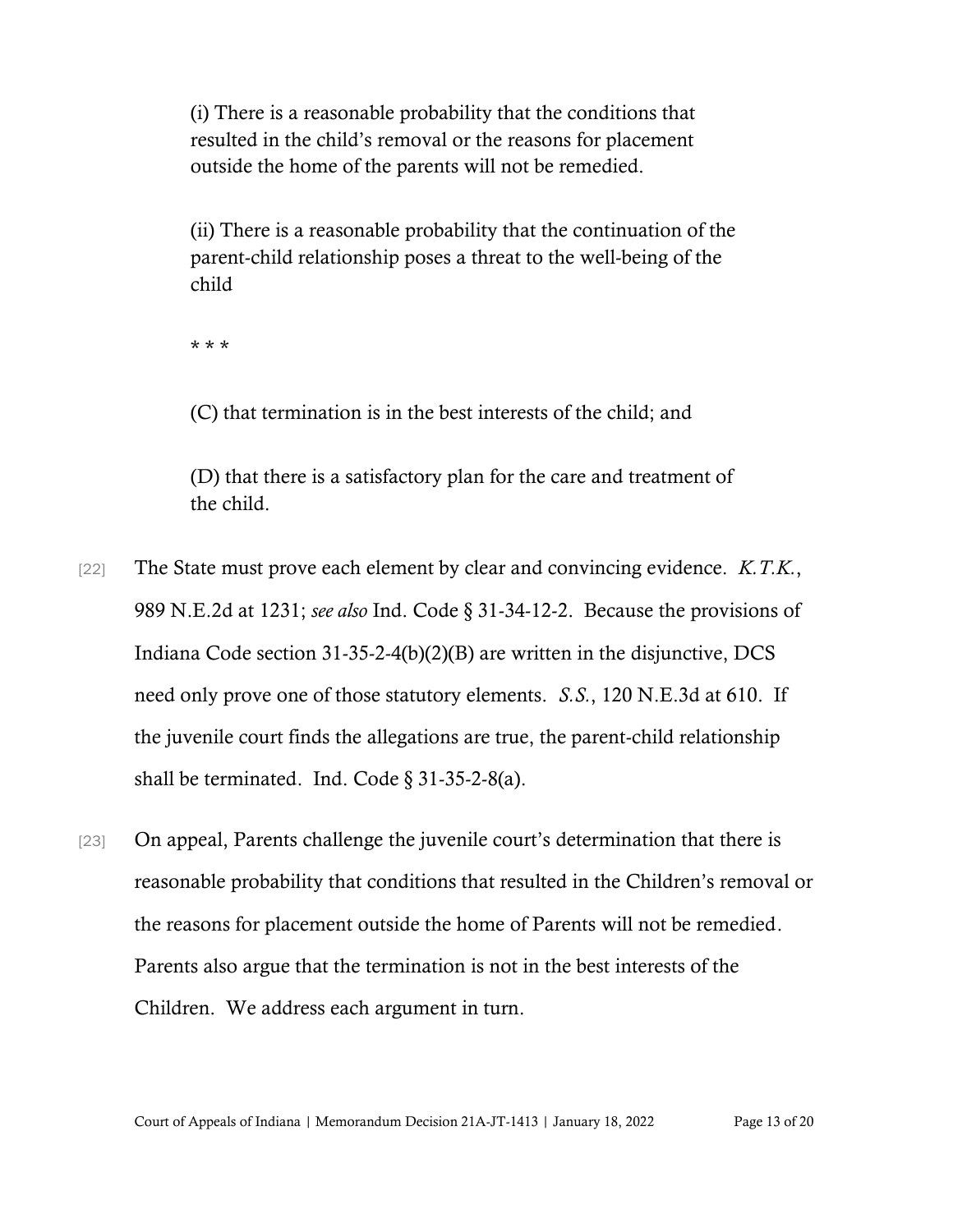> (i) There is a reasonable probability that the conditions that resulted in the child's removal or the reasons for placement outside the home of the parents will not be remedied.
>
> (ii) There is a reasonable probability that the continuation of the parent-child relationship poses a threat to the well-being of the child
>
> \* \* \*
>
> (C) that termination is in the best interests of the child; and
>
> (D) that there is a satisfactory plan for the care and treatment of the child.

[22] The State must prove each element by clear and convincing evidence. *K.T.K.*, 989 N.E.2d at 1231; *see also* Ind. Code § 31-34-12-2. Because the provisions of Indiana Code section 31-35-2-4(b)(2)(B) are written in the disjunctive, DCS need only prove one of those statutory elements. *S.S.*, 120 N.E.3d at 610. If the juvenile court finds the allegations are true, the parent-child relationship shall be terminated. Ind. Code § 31-35-2-8(a).

[23] On appeal, Parents challenge the juvenile court's determination that there is reasonable probability that conditions that resulted in the Children's removal or the reasons for placement outside the home of Parents will not be remedied. Parents also argue that the termination is not in the best interests of the Children. We address each argument in turn.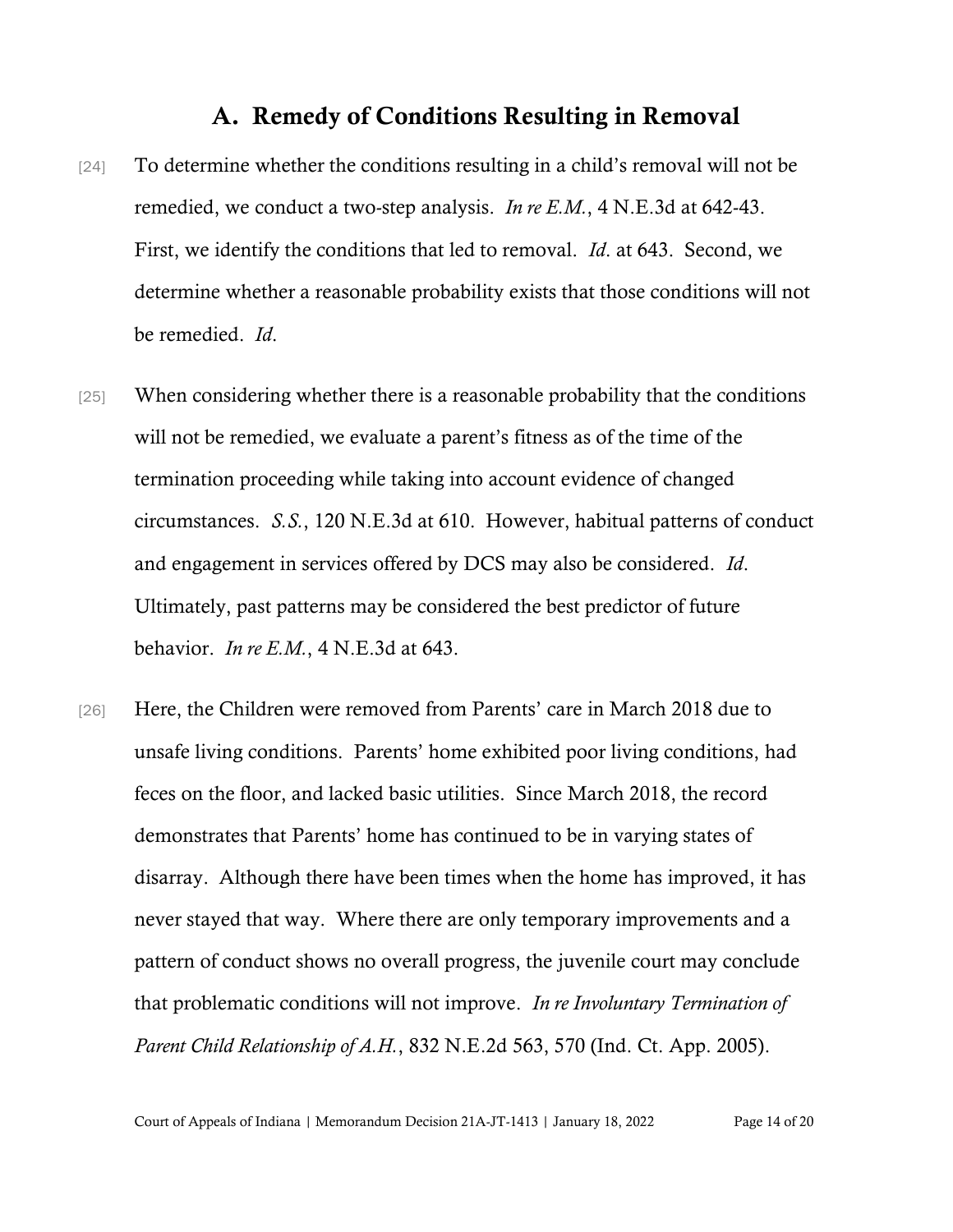## A. Remedy of Conditions Resulting in Removal

[24] To determine whether the conditions resulting in a child's removal will not be remedied, we conduct a two-step analysis. *In re E.M.*, 4 N.E.3d at 642-43. First, we identify the conditions that led to removal. *Id*. at 643. Second, we determine whether a reasonable probability exists that those conditions will not be remedied. *Id*.

[25] When considering whether there is a reasonable probability that the conditions will not be remedied, we evaluate a parent's fitness as of the time of the termination proceeding while taking into account evidence of changed circumstances. *S.S.*, 120 N.E.3d at 610. However, habitual patterns of conduct and engagement in services offered by DCS may also be considered. *Id*. Ultimately, past patterns may be considered the best predictor of future behavior. *In re E.M.*, 4 N.E.3d at 643.

[26] Here, the Children were removed from Parents' care in March 2018 due to unsafe living conditions. Parents' home exhibited poor living conditions, had feces on the floor, and lacked basic utilities. Since March 2018, the record demonstrates that Parents' home has continued to be in varying states of disarray. Although there have been times when the home has improved, it has never stayed that way. Where there are only temporary improvements and a pattern of conduct shows no overall progress, the juvenile court may conclude that problematic conditions will not improve. *In re Involuntary Termination of Parent Child Relationship of A.H.*, 832 N.E.2d 563, 570 (Ind. Ct. App. 2005).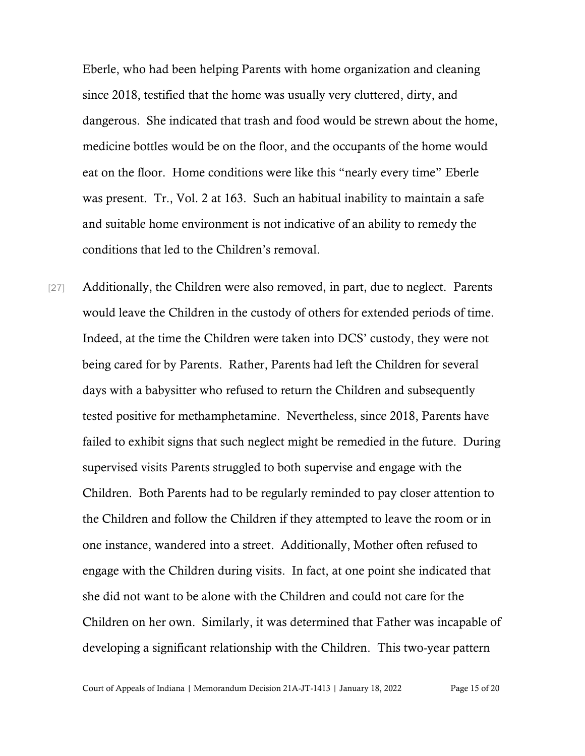Eberle, who had been helping Parents with home organization and cleaning since 2018, testified that the home was usually very cluttered, dirty, and dangerous. She indicated that trash and food would be strewn about the home, medicine bottles would be on the floor, and the occupants of the home would eat on the floor. Home conditions were like this "nearly every time" Eberle was present. Tr., Vol. 2 at 163. Such an habitual inability to maintain a safe and suitable home environment is not indicative of an ability to remedy the conditions that led to the Children's removal.

[27] Additionally, the Children were also removed, in part, due to neglect. Parents would leave the Children in the custody of others for extended periods of time. Indeed, at the time the Children were taken into DCS' custody, they were not being cared for by Parents. Rather, Parents had left the Children for several days with a babysitter who refused to return the Children and subsequently tested positive for methamphetamine. Nevertheless, since 2018, Parents have failed to exhibit signs that such neglect might be remedied in the future. During supervised visits Parents struggled to both supervise and engage with the Children. Both Parents had to be regularly reminded to pay closer attention to the Children and follow the Children if they attempted to leave the room or in one instance, wandered into a street. Additionally, Mother often refused to engage with the Children during visits. In fact, at one point she indicated that she did not want to be alone with the Children and could not care for the Children on her own. Similarly, it was determined that Father was incapable of developing a significant relationship with the Children. This two-year pattern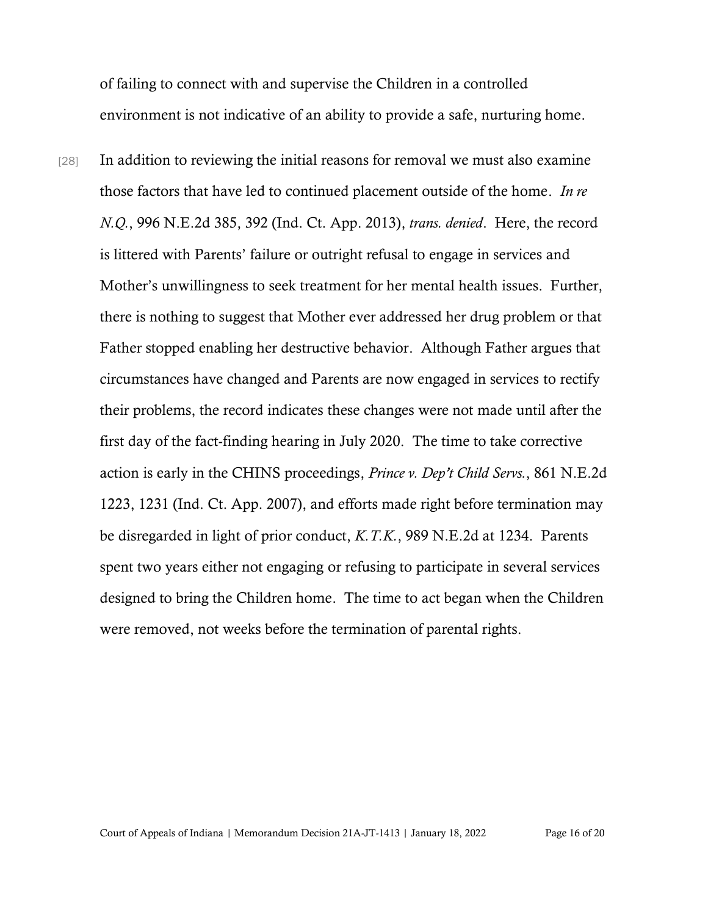of failing to connect with and supervise the Children in a controlled environment is not indicative of an ability to provide a safe, nurturing home.

[28] In addition to reviewing the initial reasons for removal we must also examine those factors that have led to continued placement outside of the home. *In re N.Q.*, 996 N.E.2d 385, 392 (Ind. Ct. App. 2013), *trans. denied*. Here, the record is littered with Parents' failure or outright refusal to engage in services and Mother's unwillingness to seek treatment for her mental health issues. Further, there is nothing to suggest that Mother ever addressed her drug problem or that Father stopped enabling her destructive behavior. Although Father argues that circumstances have changed and Parents are now engaged in services to rectify their problems, the record indicates these changes were not made until after the first day of the fact-finding hearing in July 2020. The time to take corrective action is early in the CHINS proceedings, *Prince v. Dep't Child Servs.*, 861 N.E.2d 1223, 1231 (Ind. Ct. App. 2007), and efforts made right before termination may be disregarded in light of prior conduct, *K.T.K.*, 989 N.E.2d at 1234. Parents spent two years either not engaging or refusing to participate in several services designed to bring the Children home. The time to act began when the Children were removed, not weeks before the termination of parental rights.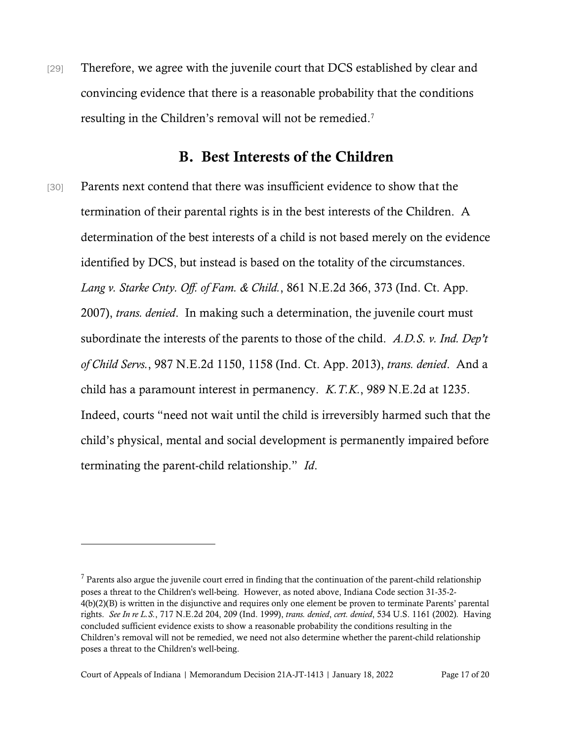[29] Therefore, we agree with the juvenile court that DCS established by clear and convincing evidence that there is a reasonable probability that the conditions resulting in the Children's removal will not be remedied.[7]

## B. Best Interests of the Children

[30] Parents next contend that there was insufficient evidence to show that the termination of their parental rights is in the best interests of the Children. A determination of the best interests of a child is not based merely on the evidence identified by DCS, but instead is based on the totality of the circumstances. *Lang v. Starke Cnty. Off. of Fam. & Child.*, 861 N.E.2d 366, 373 (Ind. Ct. App. 2007), *trans. denied*. In making such a determination, the juvenile court must subordinate the interests of the parents to those of the child. *A.D.S. v. Ind. Dep't of Child Servs.*, 987 N.E.2d 1150, 1158 (Ind. Ct. App. 2013), *trans. denied*. And a child has a paramount interest in permanency. *K.T.K.*, 989 N.E.2d at 1235. Indeed, courts "need not wait until the child is irreversibly harmed such that the child's physical, mental and social development is permanently impaired before terminating the parent-child relationship." *Id*.

---

[7] Parents also argue the juvenile court erred in finding that the continuation of the parent-child relationship poses a threat to the Children's well-being. However, as noted above, Indiana Code section 31-35-2-4(b)(2)(B) is written in the disjunctive and requires only one element be proven to terminate Parents' parental rights. *See In re L.S.*, 717 N.E.2d 204, 209 (Ind. 1999), *trans. denied*, *cert. denied*, 534 U.S. 1161 (2002). Having concluded sufficient evidence exists to show a reasonable probability the conditions resulting in the Children's removal will not be remedied, we need not also determine whether the parent-child relationship poses a threat to the Children's well-being.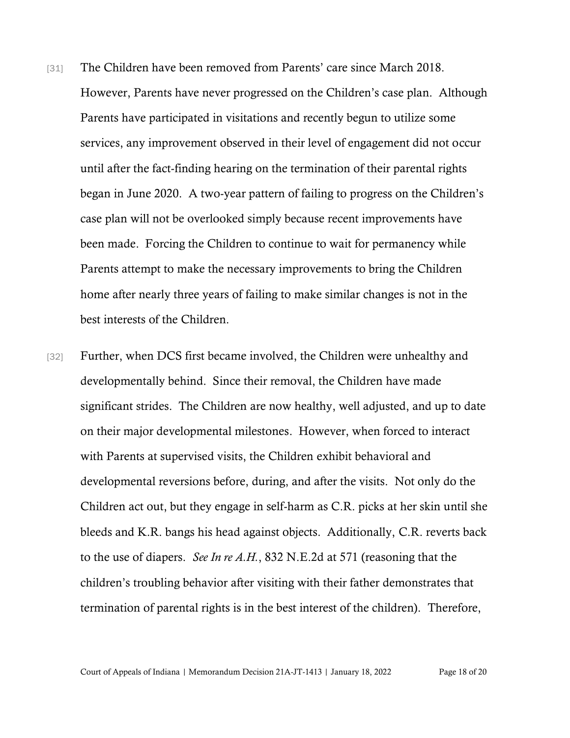[31] The Children have been removed from Parents' care since March 2018. However, Parents have never progressed on the Children's case plan. Although Parents have participated in visitations and recently begun to utilize some services, any improvement observed in their level of engagement did not occur until after the fact-finding hearing on the termination of their parental rights began in June 2020. A two-year pattern of failing to progress on the Children's case plan will not be overlooked simply because recent improvements have been made. Forcing the Children to continue to wait for permanency while Parents attempt to make the necessary improvements to bring the Children home after nearly three years of failing to make similar changes is not in the best interests of the Children.

[32] Further, when DCS first became involved, the Children were unhealthy and developmentally behind. Since their removal, the Children have made significant strides. The Children are now healthy, well adjusted, and up to date on their major developmental milestones. However, when forced to interact with Parents at supervised visits, the Children exhibit behavioral and developmental reversions before, during, and after the visits. Not only do the Children act out, but they engage in self-harm as C.R. picks at her skin until she bleeds and K.R. bangs his head against objects. Additionally, C.R. reverts back to the use of diapers. *See In re A.H.*, 832 N.E.2d at 571 (reasoning that the children's troubling behavior after visiting with their father demonstrates that termination of parental rights is in the best interest of the children). Therefore,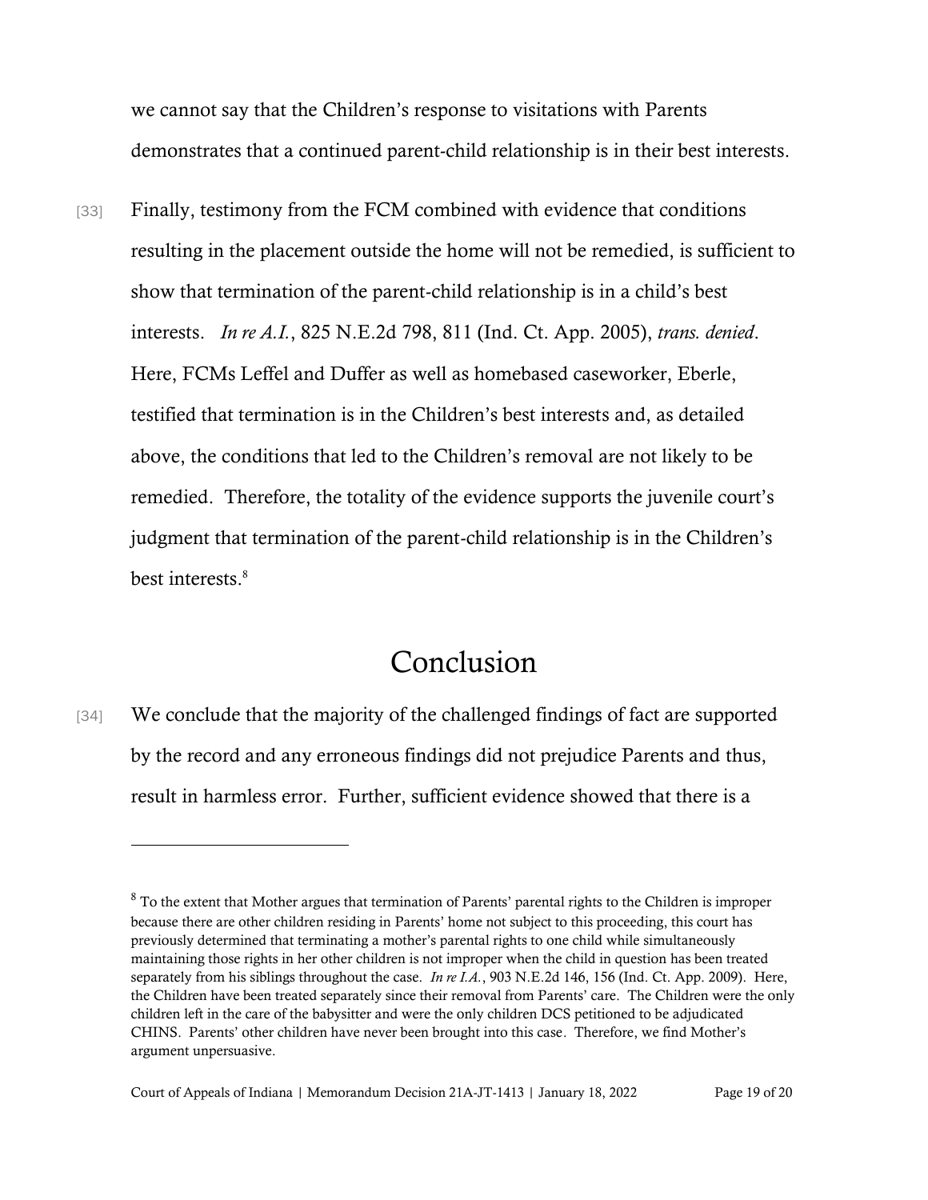we cannot say that the Children's response to visitations with Parents demonstrates that a continued parent-child relationship is in their best interests.

[33] Finally, testimony from the FCM combined with evidence that conditions resulting in the placement outside the home will not be remedied, is sufficient to show that termination of the parent-child relationship is in a child's best interests. *In re A.I.*, 825 N.E.2d 798, 811 (Ind. Ct. App. 2005), *trans. denied*. Here, FCMs Leffel and Duffer as well as homebased caseworker, Eberle, testified that termination is in the Children's best interests and, as detailed above, the conditions that led to the Children's removal are not likely to be remedied. Therefore, the totality of the evidence supports the juvenile court's judgment that termination of the parent-child relationship is in the Children's best interests.[8]

# Conclusion

[34] We conclude that the majority of the challenged findings of fact are supported by the record and any erroneous findings did not prejudice Parents and thus, result in harmless error. Further, sufficient evidence showed that there is a

---

[8] To the extent that Mother argues that termination of Parents' parental rights to the Children is improper because there are other children residing in Parents' home not subject to this proceeding, this court has previously determined that terminating a mother's parental rights to one child while simultaneously maintaining those rights in her other children is not improper when the child in question has been treated separately from his siblings throughout the case. *In re I.A.*, 903 N.E.2d 146, 156 (Ind. Ct. App. 2009). Here, the Children have been treated separately since their removal from Parents' care. The Children were the only children left in the care of the babysitter and were the only children DCS petitioned to be adjudicated CHINS. Parents' other children have never been brought into this case. Therefore, we find Mother's argument unpersuasive.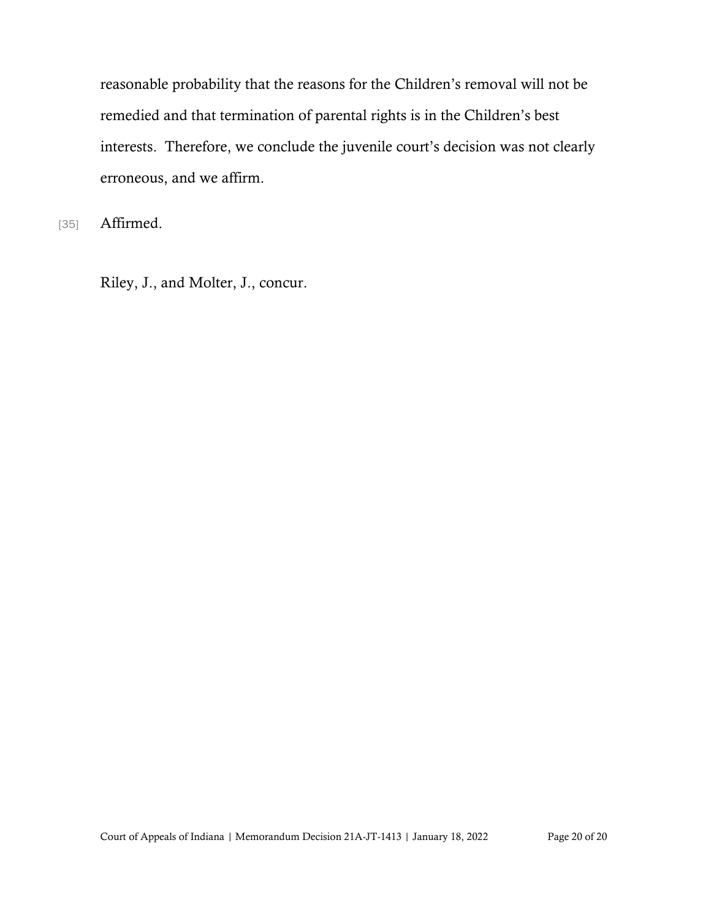reasonable probability that the reasons for the Children's removal will not be remedied and that termination of parental rights is in the Children's best interests. Therefore, we conclude the juvenile court's decision was not clearly erroneous, and we affirm.

[35] Affirmed.

Riley, J., and Molter, J., concur.